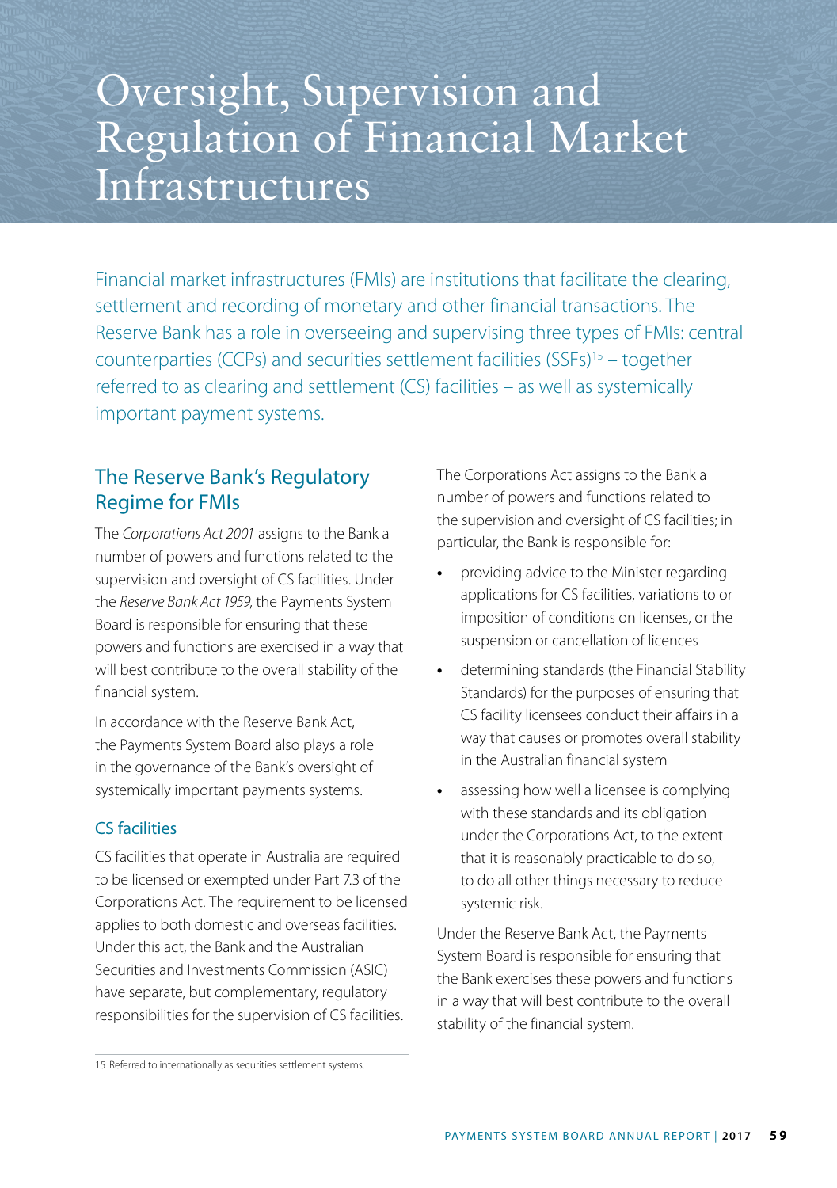# Oversight, Supervision and Regulation of Financial Market Infrastructures

Financial market infrastructures (FMIs) are institutions that facilitate the clearing, settlement and recording of monetary and other financial transactions. The Reserve Bank has a role in overseeing and supervising three types of FMIs: central counterparties (CCPs) and securities settlement facilities (SSFs)[15] – together referred to as clearing and settlement (CS) facilities – as well as systemically important payment systems.

## The Reserve Bank's Regulatory Regime for FMIs

The *Corporations Act 2001* assigns to the Bank a number of powers and functions related to the supervision and oversight of CS facilities. Under the *Reserve Bank Act 1959*, the Payments System Board is responsible for ensuring that these powers and functions are exercised in a way that will best contribute to the overall stability of the financial system.

In accordance with the Reserve Bank Act, the Payments System Board also plays a role in the governance of the Bank's oversight of systemically important payments systems.

### CS facilities

CS facilities that operate in Australia are required to be licensed or exempted under Part 7.3 of the Corporations Act. The requirement to be licensed applies to both domestic and overseas facilities. Under this act, the Bank and the Australian Securities and Investments Commission (ASIC) have separate, but complementary, regulatory responsibilities for the supervision of CS facilities.

The Corporations Act assigns to the Bank a number of powers and functions related to the supervision and oversight of CS facilities; in particular, the Bank is responsible for:

- providing advice to the Minister regarding applications for CS facilities, variations to or imposition of conditions on licenses, or the suspension or cancellation of licences
- determining standards (the Financial Stability Standards) for the purposes of ensuring that CS facility licensees conduct their affairs in a way that causes or promotes overall stability in the Australian financial system
- assessing how well a licensee is complying with these standards and its obligation under the Corporations Act, to the extent that it is reasonably practicable to do so, to do all other things necessary to reduce systemic risk.

Under the Reserve Bank Act, the Payments System Board is responsible for ensuring that the Bank exercises these powers and functions in a way that will best contribute to the overall stability of the financial system.

15 Referred to internationally as securities settlement systems.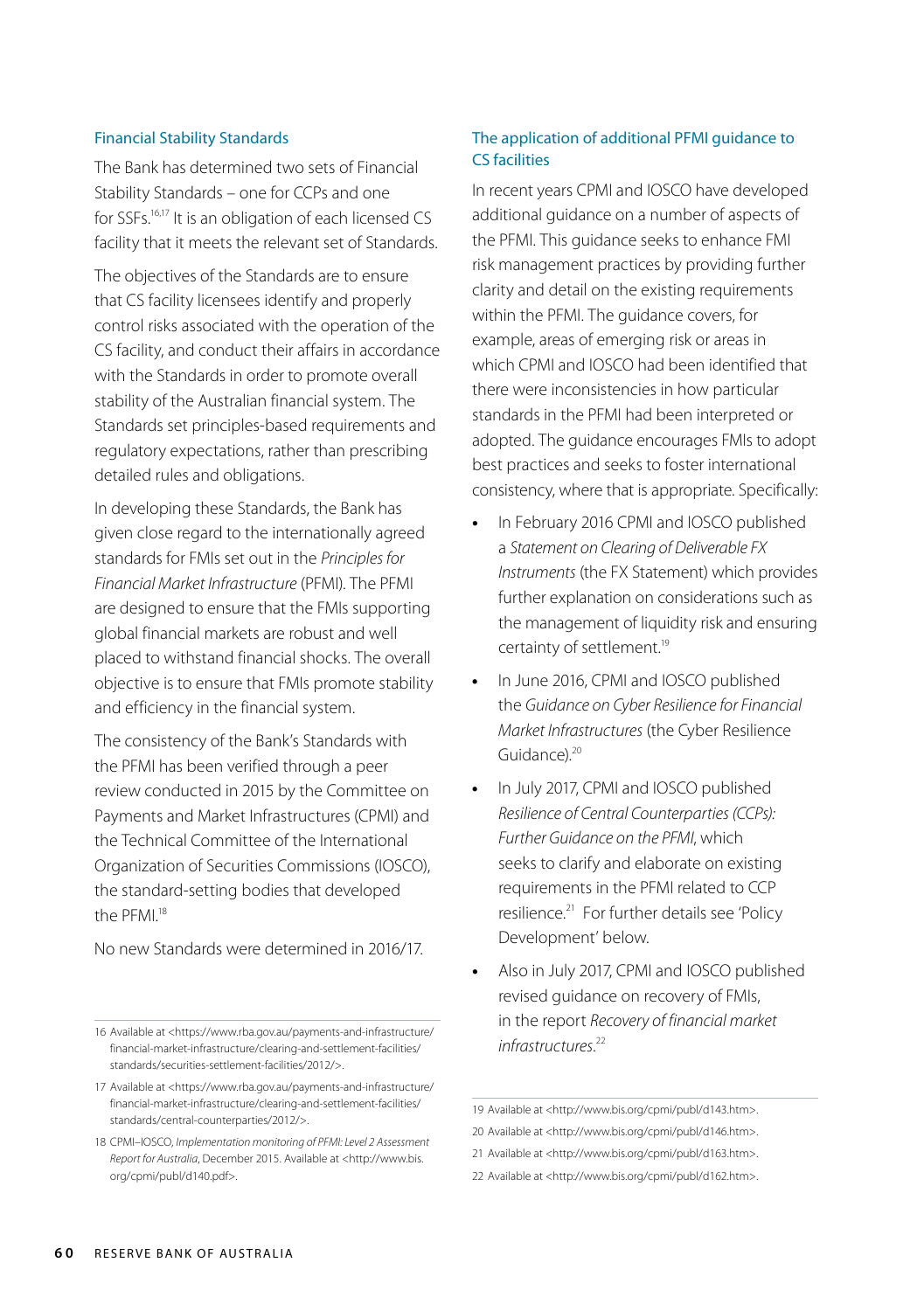### Financial Stability Standards

The Bank has determined two sets of Financial Stability Standards – one for CCPs and one for SSFs.[16,17] It is an obligation of each licensed CS facility that it meets the relevant set of Standards.

The objectives of the Standards are to ensure that CS facility licensees identify and properly control risks associated with the operation of the CS facility, and conduct their affairs in accordance with the Standards in order to promote overall stability of the Australian financial system. The Standards set principles-based requirements and regulatory expectations, rather than prescribing detailed rules and obligations.

In developing these Standards, the Bank has given close regard to the internationally agreed standards for FMIs set out in the *Principles for Financial Market Infrastructure* (PFMI). The PFMI are designed to ensure that the FMIs supporting global financial markets are robust and well placed to withstand financial shocks. The overall objective is to ensure that FMIs promote stability and efficiency in the financial system.

The consistency of the Bank's Standards with the PFMI has been verified through a peer review conducted in 2015 by the Committee on Payments and Market Infrastructures (CPMI) and the Technical Committee of the International Organization of Securities Commissions (IOSCO), the standard-setting bodies that developed the PFMI.[18]

No new Standards were determined in 2016/17.

### The application of additional PFMI guidance to CS facilities

In recent years CPMI and IOSCO have developed additional guidance on a number of aspects of the PFMI. This guidance seeks to enhance FMI risk management practices by providing further clarity and detail on the existing requirements within the PFMI. The guidance covers, for example, areas of emerging risk or areas in which CPMI and IOSCO had been identified that there were inconsistencies in how particular standards in the PFMI had been interpreted or adopted. The guidance encourages FMIs to adopt best practices and seeks to foster international consistency, where that is appropriate. Specifically:

- In February 2016 CPMI and IOSCO published a *Statement on Clearing of Deliverable FX Instruments* (the FX Statement) which provides further explanation on considerations such as the management of liquidity risk and ensuring certainty of settlement.[19]
- In June 2016, CPMI and IOSCO published the *Guidance on Cyber Resilience for Financial Market Infrastructures* (the Cyber Resilience Guidance).[20]
- In July 2017, CPMI and IOSCO published *Resilience of Central Counterparties (CCPs): Further Guidance on the PFMI*, which seeks to clarify and elaborate on existing requirements in the PFMI related to CCP resilience.[21] For further details see 'Policy Development' below.
- Also in July 2017, CPMI and IOSCO published revised guidance on recovery of FMIs, in the report *Recovery of financial market infrastructures*.[22]

---

16 Available at <https://www.rba.gov.au/payments-and-infrastructure/financial-market-infrastructure/clearing-and-settlement-facilities/standards/securities-settlement-facilities/2012/>.

17 Available at <https://www.rba.gov.au/payments-and-infrastructure/financial-market-infrastructure/clearing-and-settlement-facilities/standards/central-counterparties/2012/>.

18 CPMI–IOSCO, *Implementation monitoring of PFMI: Level 2 Assessment Report for Australia*, December 2015. Available at <http://www.bis.org/cpmi/publ/d140.pdf>.

19 Available at <http://www.bis.org/cpmi/publ/d143.htm>.

20 Available at <http://www.bis.org/cpmi/publ/d146.htm>.

21 Available at <http://www.bis.org/cpmi/publ/d163.htm>.

22 Available at <http://www.bis.org/cpmi/publ/d162.htm>.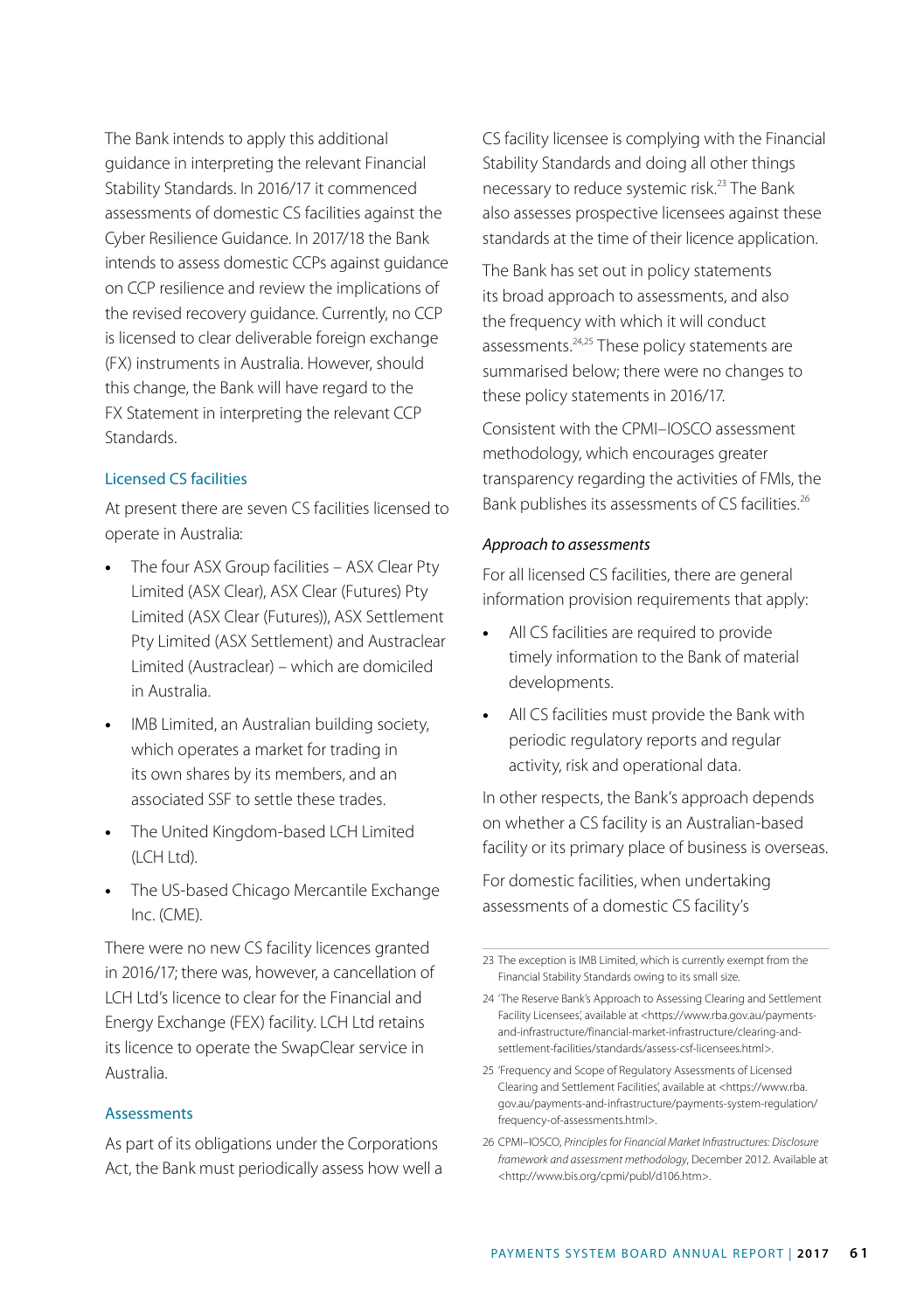The Bank intends to apply this additional guidance in interpreting the relevant Financial Stability Standards. In 2016/17 it commenced assessments of domestic CS facilities against the Cyber Resilience Guidance. In 2017/18 the Bank intends to assess domestic CCPs against guidance on CCP resilience and review the implications of the revised recovery guidance. Currently, no CCP is licensed to clear deliverable foreign exchange (FX) instruments in Australia. However, should this change, the Bank will have regard to the FX Statement in interpreting the relevant CCP Standards.

### Licensed CS facilities

At present there are seven CS facilities licensed to operate in Australia:

- The four ASX Group facilities – ASX Clear Pty Limited (ASX Clear), ASX Clear (Futures) Pty Limited (ASX Clear (Futures)), ASX Settlement Pty Limited (ASX Settlement) and Austraclear Limited (Austraclear) – which are domiciled in Australia.
- IMB Limited, an Australian building society, which operates a market for trading in its own shares by its members, and an associated SSF to settle these trades.
- The United Kingdom-based LCH Limited (LCH Ltd).
- The US-based Chicago Mercantile Exchange Inc. (CME).

There were no new CS facility licences granted in 2016/17; there was, however, a cancellation of LCH Ltd's licence to clear for the Financial and Energy Exchange (FEX) facility. LCH Ltd retains its licence to operate the SwapClear service in Australia.

### Assessments

As part of its obligations under the Corporations Act, the Bank must periodically assess how well a CS facility licensee is complying with the Financial Stability Standards and doing all other things necessary to reduce systemic risk.[23] The Bank also assesses prospective licensees against these standards at the time of their licence application.

The Bank has set out in policy statements its broad approach to assessments, and also the frequency with which it will conduct assessments.[24,25] These policy statements are summarised below; there were no changes to these policy statements in 2016/17.

Consistent with the CPMI–IOSCO assessment methodology, which encourages greater transparency regarding the activities of FMIs, the Bank publishes its assessments of CS facilities.[26]

#### *Approach to assessments*

For all licensed CS facilities, there are general information provision requirements that apply:

- All CS facilities are required to provide timely information to the Bank of material developments.
- All CS facilities must provide the Bank with periodic regulatory reports and regular activity, risk and operational data.

In other respects, the Bank's approach depends on whether a CS facility is an Australian-based facility or its primary place of business is overseas.

For domestic facilities, when undertaking assessments of a domestic CS facility's

---

23 The exception is IMB Limited, which is currently exempt from the Financial Stability Standards owing to its small size.

24 'The Reserve Bank's Approach to Assessing Clearing and Settlement Facility Licensees', available at <https://www.rba.gov.au/payments-and-infrastructure/financial-market-infrastructure/clearing-and-settlement-facilities/standards/assess-csf-licensees.html>.

25 'Frequency and Scope of Regulatory Assessments of Licensed Clearing and Settlement Facilities', available at <https://www.rba.gov.au/payments-and-infrastructure/payments-system-regulation/frequency-of-assessments.html>.

26 CPMI–IOSCO, *Principles for Financial Market Infrastructures: Disclosure framework and assessment methodology*, December 2012. Available at <http://www.bis.org/cpmi/publ/d106.htm>.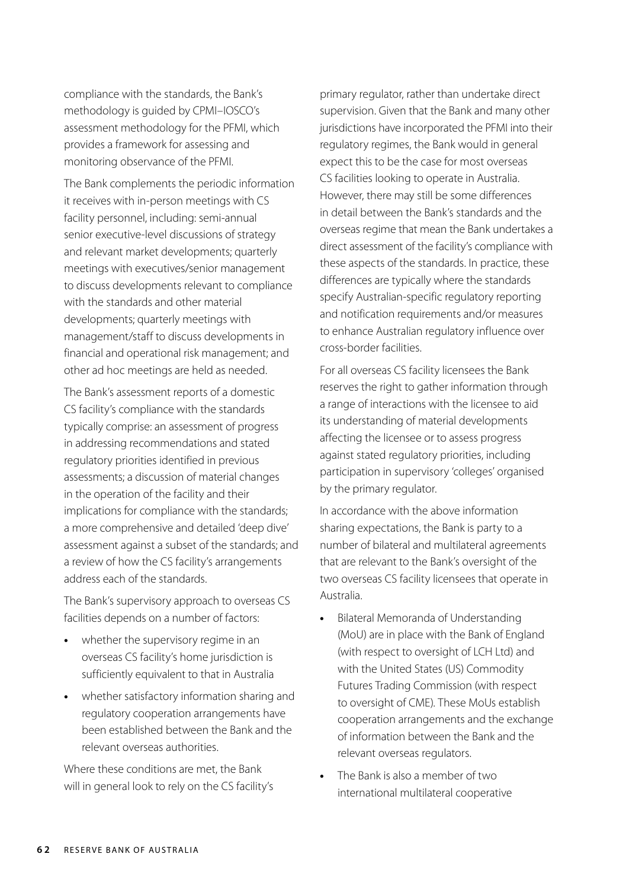compliance with the standards, the Bank's methodology is guided by CPMI–IOSCO's assessment methodology for the PFMI, which provides a framework for assessing and monitoring observance of the PFMI.

The Bank complements the periodic information it receives with in-person meetings with CS facility personnel, including: semi-annual senior executive-level discussions of strategy and relevant market developments; quarterly meetings with executives/senior management to discuss developments relevant to compliance with the standards and other material developments; quarterly meetings with management/staff to discuss developments in financial and operational risk management; and other ad hoc meetings are held as needed.

The Bank's assessment reports of a domestic CS facility's compliance with the standards typically comprise: an assessment of progress in addressing recommendations and stated regulatory priorities identified in previous assessments; a discussion of material changes in the operation of the facility and their implications for compliance with the standards; a more comprehensive and detailed 'deep dive' assessment against a subset of the standards; and a review of how the CS facility's arrangements address each of the standards.

The Bank's supervisory approach to overseas CS facilities depends on a number of factors:

- whether the supervisory regime in an overseas CS facility's home jurisdiction is sufficiently equivalent to that in Australia
- whether satisfactory information sharing and regulatory cooperation arrangements have been established between the Bank and the relevant overseas authorities.

Where these conditions are met, the Bank will in general look to rely on the CS facility's primary regulator, rather than undertake direct supervision. Given that the Bank and many other jurisdictions have incorporated the PFMI into their regulatory regimes, the Bank would in general expect this to be the case for most overseas CS facilities looking to operate in Australia. However, there may still be some differences in detail between the Bank's standards and the overseas regime that mean the Bank undertakes a direct assessment of the facility's compliance with these aspects of the standards. In practice, these differences are typically where the standards specify Australian-specific regulatory reporting and notification requirements and/or measures to enhance Australian regulatory influence over cross-border facilities.

For all overseas CS facility licensees the Bank reserves the right to gather information through a range of interactions with the licensee to aid its understanding of material developments affecting the licensee or to assess progress against stated regulatory priorities, including participation in supervisory 'colleges' organised by the primary regulator.

In accordance with the above information sharing expectations, the Bank is party to a number of bilateral and multilateral agreements that are relevant to the Bank's oversight of the two overseas CS facility licensees that operate in Australia.

- Bilateral Memoranda of Understanding (MoU) are in place with the Bank of England (with respect to oversight of LCH Ltd) and with the United States (US) Commodity Futures Trading Commission (with respect to oversight of CME). These MoUs establish cooperation arrangements and the exchange of information between the Bank and the relevant overseas regulators.
- The Bank is also a member of two international multilateral cooperative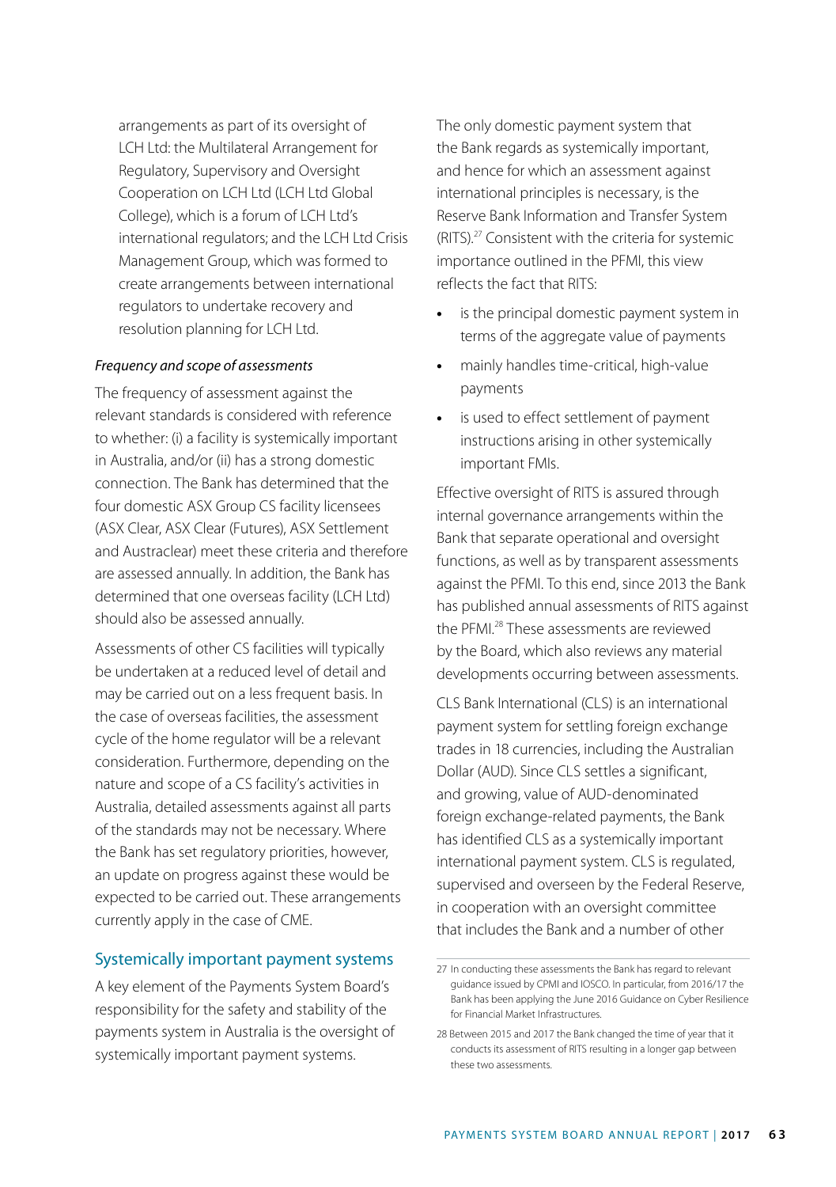arrangements as part of its oversight of LCH Ltd: the Multilateral Arrangement for Regulatory, Supervisory and Oversight Cooperation on LCH Ltd (LCH Ltd Global College), which is a forum of LCH Ltd's international regulators; and the LCH Ltd Crisis Management Group, which was formed to create arrangements between international regulators to undertake recovery and resolution planning for LCH Ltd.

*Frequency and scope of assessments*

The frequency of assessment against the relevant standards is considered with reference to whether: (i) a facility is systemically important in Australia, and/or (ii) has a strong domestic connection. The Bank has determined that the four domestic ASX Group CS facility licensees (ASX Clear, ASX Clear (Futures), ASX Settlement and Austraclear) meet these criteria and therefore are assessed annually. In addition, the Bank has determined that one overseas facility (LCH Ltd) should also be assessed annually.

Assessments of other CS facilities will typically be undertaken at a reduced level of detail and may be carried out on a less frequent basis. In the case of overseas facilities, the assessment cycle of the home regulator will be a relevant consideration. Furthermore, depending on the nature and scope of a CS facility's activities in Australia, detailed assessments against all parts of the standards may not be necessary. Where the Bank has set regulatory priorities, however, an update on progress against these would be expected to be carried out. These arrangements currently apply in the case of CME.

## Systemically important payment systems

A key element of the Payments System Board's responsibility for the safety and stability of the payments system in Australia is the oversight of systemically important payment systems.

The only domestic payment system that the Bank regards as systemically important, and hence for which an assessment against international principles is necessary, is the Reserve Bank Information and Transfer System (RITS).[27] Consistent with the criteria for systemic importance outlined in the PFMI, this view reflects the fact that RITS:

- is the principal domestic payment system in terms of the aggregate value of payments
- mainly handles time-critical, high-value payments
- is used to effect settlement of payment instructions arising in other systemically important FMIs.

Effective oversight of RITS is assured through internal governance arrangements within the Bank that separate operational and oversight functions, as well as by transparent assessments against the PFMI. To this end, since 2013 the Bank has published annual assessments of RITS against the PFMI.[28] These assessments are reviewed by the Board, which also reviews any material developments occurring between assessments.

CLS Bank International (CLS) is an international payment system for settling foreign exchange trades in 18 currencies, including the Australian Dollar (AUD). Since CLS settles a significant, and growing, value of AUD-denominated foreign exchange-related payments, the Bank has identified CLS as a systemically important international payment system. CLS is regulated, supervised and overseen by the Federal Reserve, in cooperation with an oversight committee that includes the Bank and a number of other

27 In conducting these assessments the Bank has regard to relevant guidance issued by CPMI and IOSCO. In particular, from 2016/17 the Bank has been applying the June 2016 Guidance on Cyber Resilience for Financial Market Infrastructures.

28 Between 2015 and 2017 the Bank changed the time of year that it conducts its assessment of RITS resulting in a longer gap between these two assessments.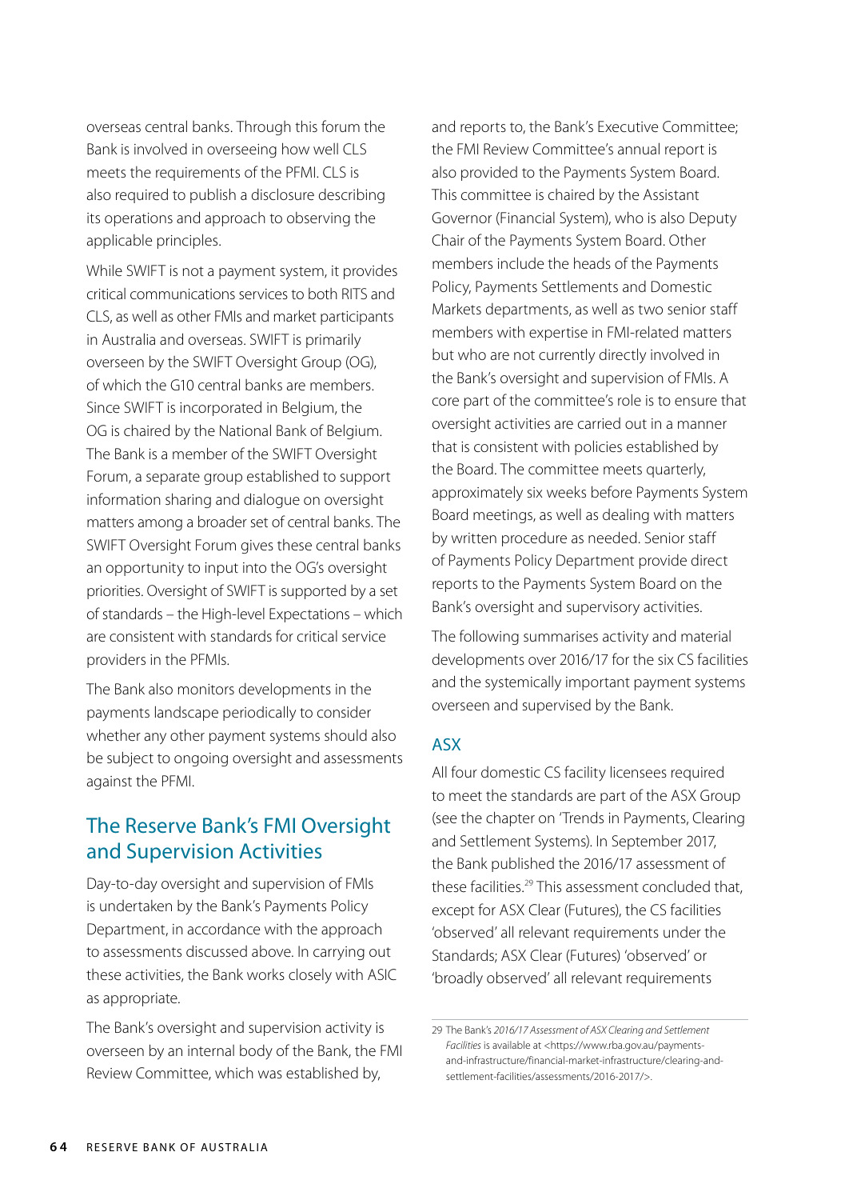overseas central banks. Through this forum the Bank is involved in overseeing how well CLS meets the requirements of the PFMI. CLS is also required to publish a disclosure describing its operations and approach to observing the applicable principles.

While SWIFT is not a payment system, it provides critical communications services to both RITS and CLS, as well as other FMIs and market participants in Australia and overseas. SWIFT is primarily overseen by the SWIFT Oversight Group (OG), of which the G10 central banks are members. Since SWIFT is incorporated in Belgium, the OG is chaired by the National Bank of Belgium. The Bank is a member of the SWIFT Oversight Forum, a separate group established to support information sharing and dialogue on oversight matters among a broader set of central banks. The SWIFT Oversight Forum gives these central banks an opportunity to input into the OG's oversight priorities. Oversight of SWIFT is supported by a set of standards – the High-level Expectations – which are consistent with standards for critical service providers in the PFMIs.

The Bank also monitors developments in the payments landscape periodically to consider whether any other payment systems should also be subject to ongoing oversight and assessments against the PFMI.

## The Reserve Bank's FMI Oversight and Supervision Activities

Day-to-day oversight and supervision of FMIs is undertaken by the Bank's Payments Policy Department, in accordance with the approach to assessments discussed above. In carrying out these activities, the Bank works closely with ASIC as appropriate.

The Bank's oversight and supervision activity is overseen by an internal body of the Bank, the FMI Review Committee, which was established by, and reports to, the Bank's Executive Committee; the FMI Review Committee's annual report is also provided to the Payments System Board. This committee is chaired by the Assistant Governor (Financial System), who is also Deputy Chair of the Payments System Board. Other members include the heads of the Payments Policy, Payments Settlements and Domestic Markets departments, as well as two senior staff members with expertise in FMI-related matters but who are not currently directly involved in the Bank's oversight and supervision of FMIs. A core part of the committee's role is to ensure that oversight activities are carried out in a manner that is consistent with policies established by the Board. The committee meets quarterly, approximately six weeks before Payments System Board meetings, as well as dealing with matters by written procedure as needed. Senior staff of Payments Policy Department provide direct reports to the Payments System Board on the Bank's oversight and supervisory activities.

The following summarises activity and material developments over 2016/17 for the six CS facilities and the systemically important payment systems overseen and supervised by the Bank.

### ASX

All four domestic CS facility licensees required to meet the standards are part of the ASX Group (see the chapter on 'Trends in Payments, Clearing and Settlement Systems). In September 2017, the Bank published the 2016/17 assessment of these facilities.[29] This assessment concluded that, except for ASX Clear (Futures), the CS facilities 'observed' all relevant requirements under the Standards; ASX Clear (Futures) 'observed' or 'broadly observed' all relevant requirements

---

29 The Bank's *2016/17 Assessment of ASX Clearing and Settlement Facilities* is available at <https://www.rba.gov.au/payments-and-infrastructure/financial-market-infrastructure/clearing-and-settlement-facilities/assessments/2016-2017/>.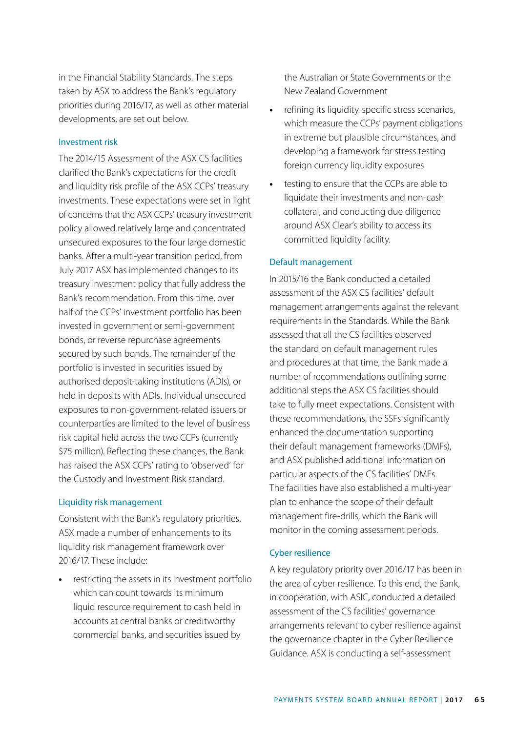in the Financial Stability Standards. The steps taken by ASX to address the Bank's regulatory priorities during 2016/17, as well as other material developments, are set out below.

### Investment risk

The 2014/15 Assessment of the ASX CS facilities clarified the Bank's expectations for the credit and liquidity risk profile of the ASX CCPs' treasury investments. These expectations were set in light of concerns that the ASX CCPs' treasury investment policy allowed relatively large and concentrated unsecured exposures to the four large domestic banks. After a multi-year transition period, from July 2017 ASX has implemented changes to its treasury investment policy that fully address the Bank's recommendation. From this time, over half of the CCPs' investment portfolio has been invested in government or semi-government bonds, or reverse repurchase agreements secured by such bonds. The remainder of the portfolio is invested in securities issued by authorised deposit-taking institutions (ADIs), or held in deposits with ADIs. Individual unsecured exposures to non-government-related issuers or counterparties are limited to the level of business risk capital held across the two CCPs (currently $75 million). Reflecting these changes, the Bank has raised the ASX CCPs' rating to 'observed' for the Custody and Investment Risk standard.

### Liquidity risk management

Consistent with the Bank's regulatory priorities, ASX made a number of enhancements to its liquidity risk management framework over 2016/17. These include:

- restricting the assets in its investment portfolio which can count towards its minimum liquid resource requirement to cash held in accounts at central banks or creditworthy commercial banks, and securities issued by the Australian or State Governments or the New Zealand Government
- refining its liquidity-specific stress scenarios, which measure the CCPs' payment obligations in extreme but plausible circumstances, and developing a framework for stress testing foreign currency liquidity exposures
- testing to ensure that the CCPs are able to liquidate their investments and non-cash collateral, and conducting due diligence around ASX Clear's ability to access its committed liquidity facility.

### Default management

In 2015/16 the Bank conducted a detailed assessment of the ASX CS facilities' default management arrangements against the relevant requirements in the Standards. While the Bank assessed that all the CS facilities observed the standard on default management rules and procedures at that time, the Bank made a number of recommendations outlining some additional steps the ASX CS facilities should take to fully meet expectations. Consistent with these recommendations, the SSFs significantly enhanced the documentation supporting their default management frameworks (DMFs), and ASX published additional information on particular aspects of the CS facilities' DMFs. The facilities have also established a multi-year plan to enhance the scope of their default management fire-drills, which the Bank will monitor in the coming assessment periods.

### Cyber resilience

A key regulatory priority over 2016/17 has been in the area of cyber resilience. To this end, the Bank, in cooperation, with ASIC, conducted a detailed assessment of the CS facilities' governance arrangements relevant to cyber resilience against the governance chapter in the Cyber Resilience Guidance. ASX is conducting a self-assessment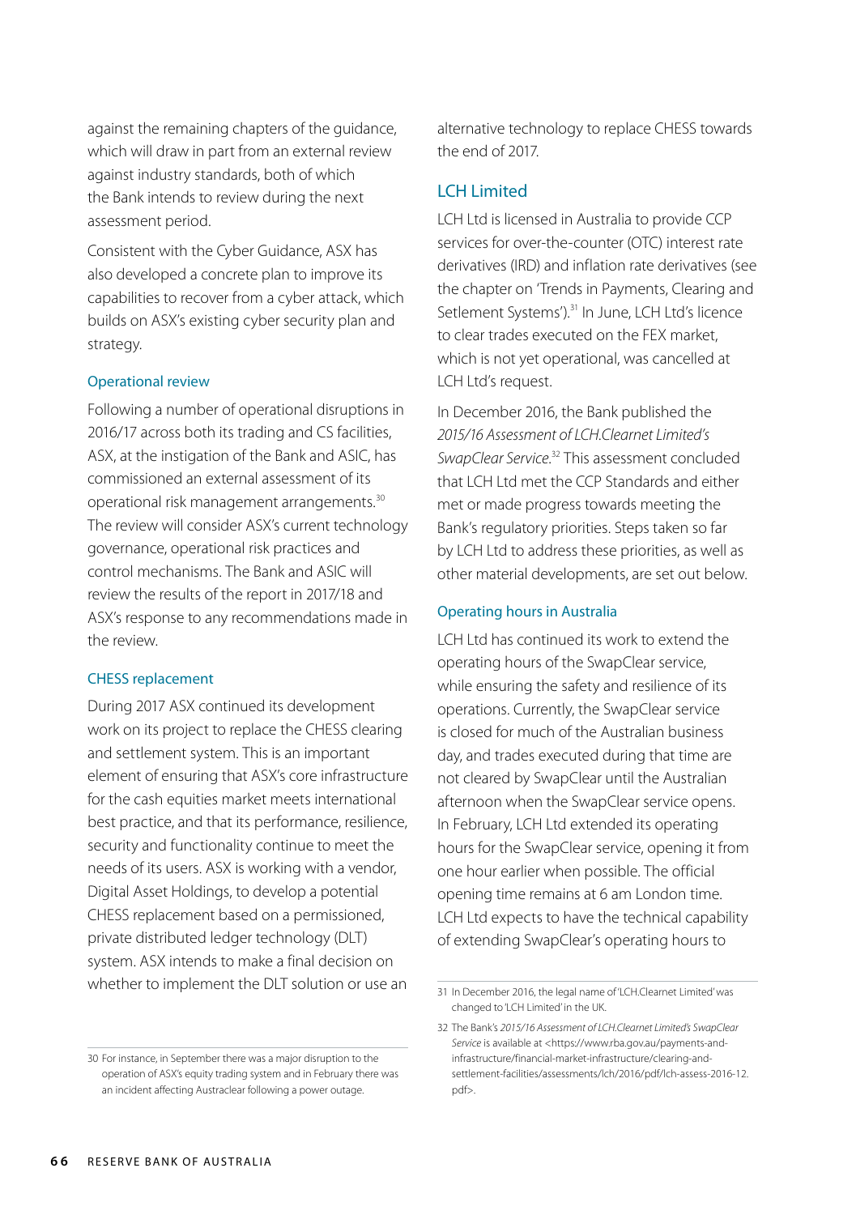against the remaining chapters of the guidance, which will draw in part from an external review against industry standards, both of which the Bank intends to review during the next assessment period.

Consistent with the Cyber Guidance, ASX has also developed a concrete plan to improve its capabilities to recover from a cyber attack, which builds on ASX's existing cyber security plan and strategy.

### Operational review

Following a number of operational disruptions in 2016/17 across both its trading and CS facilities, ASX, at the instigation of the Bank and ASIC, has commissioned an external assessment of its operational risk management arrangements.[30] The review will consider ASX's current technology governance, operational risk practices and control mechanisms. The Bank and ASIC will review the results of the report in 2017/18 and ASX's response to any recommendations made in the review.

### CHESS replacement

During 2017 ASX continued its development work on its project to replace the CHESS clearing and settlement system. This is an important element of ensuring that ASX's core infrastructure for the cash equities market meets international best practice, and that its performance, resilience, security and functionality continue to meet the needs of its users. ASX is working with a vendor, Digital Asset Holdings, to develop a potential CHESS replacement based on a permissioned, private distributed ledger technology (DLT) system. ASX intends to make a final decision on whether to implement the DLT solution or use an alternative technology to replace CHESS towards the end of 2017.

## LCH Limited

LCH Ltd is licensed in Australia to provide CCP services for over-the-counter (OTC) interest rate derivatives (IRD) and inflation rate derivatives (see the chapter on 'Trends in Payments, Clearing and Setlement Systems').[31] In June, LCH Ltd's licence to clear trades executed on the FEX market, which is not yet operational, was cancelled at LCH Ltd's request.

In December 2016, the Bank published the *2015/16 Assessment of LCH.Clearnet Limited's SwapClear Service*.[32] This assessment concluded that LCH Ltd met the CCP Standards and either met or made progress towards meeting the Bank's regulatory priorities. Steps taken so far by LCH Ltd to address these priorities, as well as other material developments, are set out below.

### Operating hours in Australia

LCH Ltd has continued its work to extend the operating hours of the SwapClear service, while ensuring the safety and resilience of its operations. Currently, the SwapClear service is closed for much of the Australian business day, and trades executed during that time are not cleared by SwapClear until the Australian afternoon when the SwapClear service opens. In February, LCH Ltd extended its operating hours for the SwapClear service, opening it from one hour earlier when possible. The official opening time remains at 6 am London time. LCH Ltd expects to have the technical capability of extending SwapClear's operating hours to

---

30 For instance, in September there was a major disruption to the operation of ASX's equity trading system and in February there was an incident affecting Austraclear following a power outage.

31 In December 2016, the legal name of 'LCH.Clearnet Limited' was changed to 'LCH Limited' in the UK.

32 The Bank's *2015/16 Assessment of LCH.Clearnet Limited's SwapClear Service* is available at <https://www.rba.gov.au/payments-and-infrastructure/financial-market-infrastructure/clearing-and-settlement-facilities/assessments/lch/2016/pdf/lch-assess-2016-12.pdf>.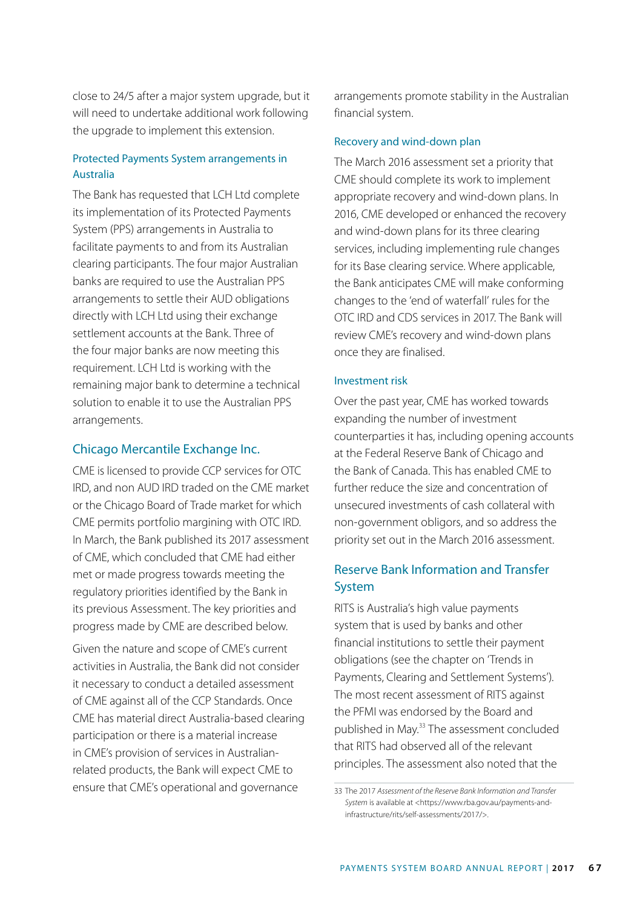close to 24/5 after a major system upgrade, but it will need to undertake additional work following the upgrade to implement this extension.

### Protected Payments System arrangements in Australia

The Bank has requested that LCH Ltd complete its implementation of its Protected Payments System (PPS) arrangements in Australia to facilitate payments to and from its Australian clearing participants. The four major Australian banks are required to use the Australian PPS arrangements to settle their AUD obligations directly with LCH Ltd using their exchange settlement accounts at the Bank. Three of the four major banks are now meeting this requirement. LCH Ltd is working with the remaining major bank to determine a technical solution to enable it to use the Australian PPS arrangements.

## Chicago Mercantile Exchange Inc.

CME is licensed to provide CCP services for OTC IRD, and non AUD IRD traded on the CME market or the Chicago Board of Trade market for which CME permits portfolio margining with OTC IRD. In March, the Bank published its 2017 assessment of CME, which concluded that CME had either met or made progress towards meeting the regulatory priorities identified by the Bank in its previous Assessment. The key priorities and progress made by CME are described below.

Given the nature and scope of CME's current activities in Australia, the Bank did not consider it necessary to conduct a detailed assessment of CME against all of the CCP Standards. Once CME has material direct Australia-based clearing participation or there is a material increase in CME's provision of services in Australian-related products, the Bank will expect CME to ensure that CME's operational and governance arrangements promote stability in the Australian financial system.

### Recovery and wind-down plan

The March 2016 assessment set a priority that CME should complete its work to implement appropriate recovery and wind-down plans. In 2016, CME developed or enhanced the recovery and wind-down plans for its three clearing services, including implementing rule changes for its Base clearing service. Where applicable, the Bank anticipates CME will make conforming changes to the 'end of waterfall' rules for the OTC IRD and CDS services in 2017. The Bank will review CME's recovery and wind-down plans once they are finalised.

### Investment risk

Over the past year, CME has worked towards expanding the number of investment counterparties it has, including opening accounts at the Federal Reserve Bank of Chicago and the Bank of Canada. This has enabled CME to further reduce the size and concentration of unsecured investments of cash collateral with non-government obligors, and so address the priority set out in the March 2016 assessment.

## Reserve Bank Information and Transfer System

RITS is Australia's high value payments system that is used by banks and other financial institutions to settle their payment obligations (see the chapter on 'Trends in Payments, Clearing and Settlement Systems'). The most recent assessment of RITS against the PFMI was endorsed by the Board and published in May.[33] The assessment concluded that RITS had observed all of the relevant principles. The assessment also noted that the

[33] The 2017 *Assessment of the Reserve Bank Information and Transfer System* is available at <https://www.rba.gov.au/payments-and-infrastructure/rits/self-assessments/2017/>.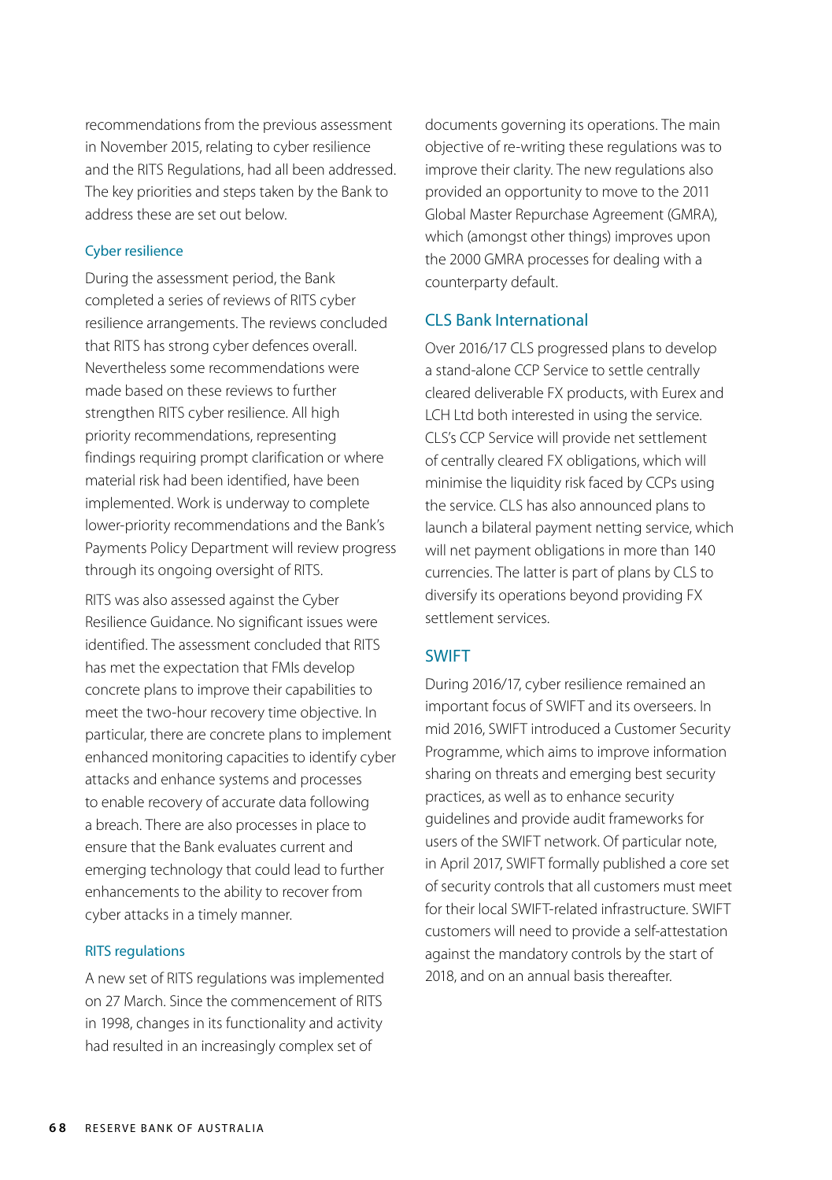recommendations from the previous assessment in November 2015, relating to cyber resilience and the RITS Regulations, had all been addressed. The key priorities and steps taken by the Bank to address these are set out below.

### Cyber resilience

During the assessment period, the Bank completed a series of reviews of RITS cyber resilience arrangements. The reviews concluded that RITS has strong cyber defences overall. Nevertheless some recommendations were made based on these reviews to further strengthen RITS cyber resilience. All high priority recommendations, representing findings requiring prompt clarification or where material risk had been identified, have been implemented. Work is underway to complete lower-priority recommendations and the Bank's Payments Policy Department will review progress through its ongoing oversight of RITS.

RITS was also assessed against the Cyber Resilience Guidance. No significant issues were identified. The assessment concluded that RITS has met the expectation that FMIs develop concrete plans to improve their capabilities to meet the two-hour recovery time objective. In particular, there are concrete plans to implement enhanced monitoring capacities to identify cyber attacks and enhance systems and processes to enable recovery of accurate data following a breach. There are also processes in place to ensure that the Bank evaluates current and emerging technology that could lead to further enhancements to the ability to recover from cyber attacks in a timely manner.

### RITS regulations

A new set of RITS regulations was implemented on 27 March. Since the commencement of RITS in 1998, changes in its functionality and activity had resulted in an increasingly complex set of documents governing its operations. The main objective of re-writing these regulations was to improve their clarity. The new regulations also provided an opportunity to move to the 2011 Global Master Repurchase Agreement (GMRA), which (amongst other things) improves upon the 2000 GMRA processes for dealing with a counterparty default.

## CLS Bank International

Over 2016/17 CLS progressed plans to develop a stand-alone CCP Service to settle centrally cleared deliverable FX products, with Eurex and LCH Ltd both interested in using the service. CLS's CCP Service will provide net settlement of centrally cleared FX obligations, which will minimise the liquidity risk faced by CCPs using the service. CLS has also announced plans to launch a bilateral payment netting service, which will net payment obligations in more than 140 currencies. The latter is part of plans by CLS to diversify its operations beyond providing FX settlement services.

## SWIFT

During 2016/17, cyber resilience remained an important focus of SWIFT and its overseers. In mid 2016, SWIFT introduced a Customer Security Programme, which aims to improve information sharing on threats and emerging best security practices, as well as to enhance security guidelines and provide audit frameworks for users of the SWIFT network. Of particular note, in April 2017, SWIFT formally published a core set of security controls that all customers must meet for their local SWIFT-related infrastructure. SWIFT customers will need to provide a self-attestation against the mandatory controls by the start of 2018, and on an annual basis thereafter.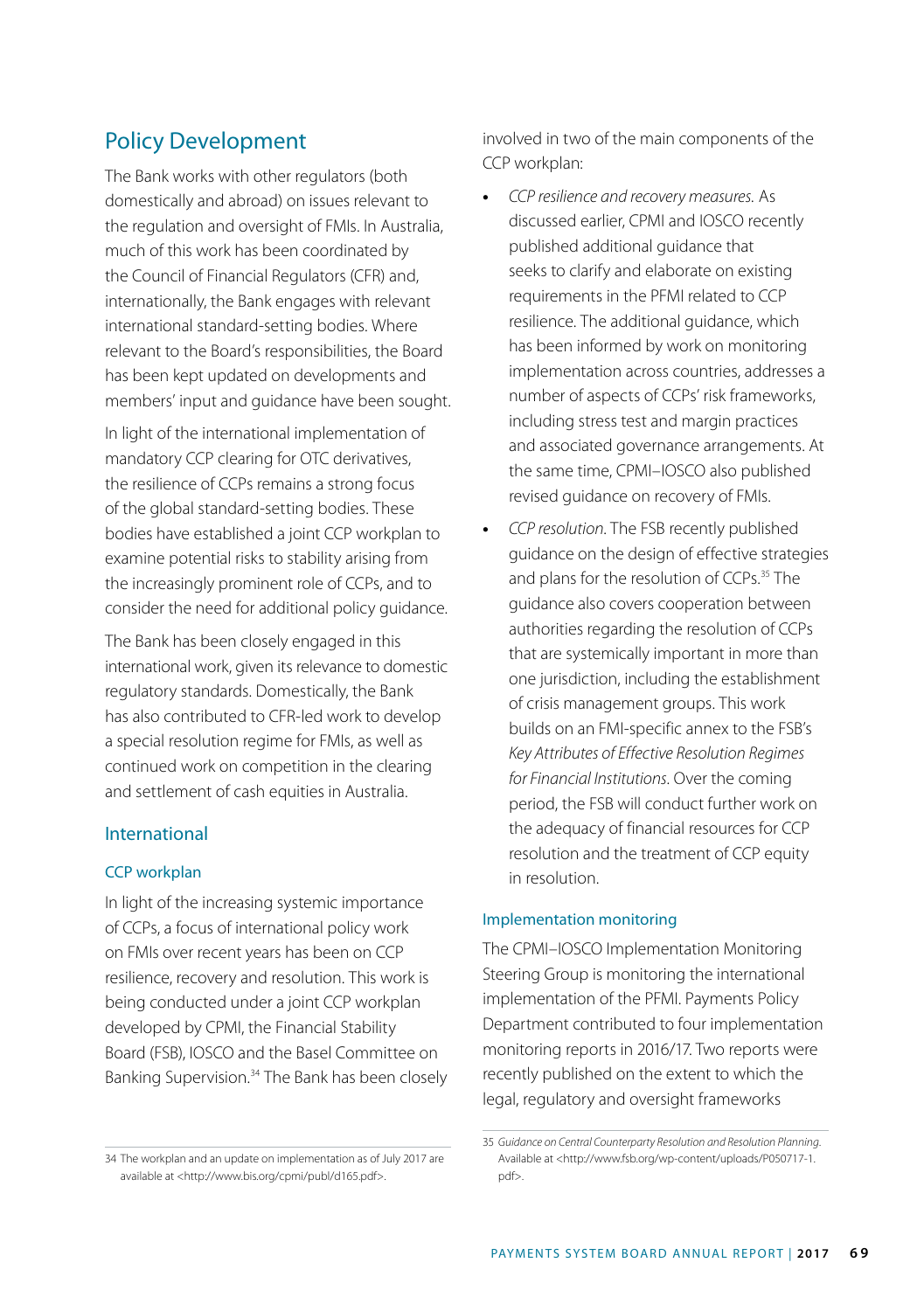## Policy Development

The Bank works with other regulators (both domestically and abroad) on issues relevant to the regulation and oversight of FMIs. In Australia, much of this work has been coordinated by the Council of Financial Regulators (CFR) and, internationally, the Bank engages with relevant international standard-setting bodies. Where relevant to the Board's responsibilities, the Board has been kept updated on developments and members' input and guidance have been sought.

In light of the international implementation of mandatory CCP clearing for OTC derivatives, the resilience of CCPs remains a strong focus of the global standard-setting bodies. These bodies have established a joint CCP workplan to examine potential risks to stability arising from the increasingly prominent role of CCPs, and to consider the need for additional policy guidance.

The Bank has been closely engaged in this international work, given its relevance to domestic regulatory standards. Domestically, the Bank has also contributed to CFR-led work to develop a special resolution regime for FMIs, as well as continued work on competition in the clearing and settlement of cash equities in Australia.

### International

#### CCP workplan

In light of the increasing systemic importance of CCPs, a focus of international policy work on FMIs over recent years has been on CCP resilience, recovery and resolution. This work is being conducted under a joint CCP workplan developed by CPMI, the Financial Stability Board (FSB), IOSCO and the Basel Committee on Banking Supervision.[34] The Bank has been closely involved in two of the main components of the CCP workplan:

- *CCP resilience and recovery measures.* As discussed earlier, CPMI and IOSCO recently published additional guidance that seeks to clarify and elaborate on existing requirements in the PFMI related to CCP resilience. The additional guidance, which has been informed by work on monitoring implementation across countries, addresses a number of aspects of CCPs' risk frameworks, including stress test and margin practices and associated governance arrangements. At the same time, CPMI–IOSCO also published revised guidance on recovery of FMIs.
- *CCP resolution.* The FSB recently published guidance on the design of effective strategies and plans for the resolution of CCPs.[35] The guidance also covers cooperation between authorities regarding the resolution of CCPs that are systemically important in more than one jurisdiction, including the establishment of crisis management groups. This work builds on an FMI-specific annex to the FSB's *Key Attributes of Effective Resolution Regimes for Financial Institutions*. Over the coming period, the FSB will conduct further work on the adequacy of financial resources for CCP resolution and the treatment of CCP equity in resolution.

#### Implementation monitoring

The CPMI–IOSCO Implementation Monitoring Steering Group is monitoring the international implementation of the PFMI. Payments Policy Department contributed to four implementation monitoring reports in 2016/17. Two reports were recently published on the extent to which the legal, regulatory and oversight frameworks

---

34 The workplan and an update on implementation as of July 2017 are available at <http://www.bis.org/cpmi/publ/d165.pdf>.

35 *Guidance on Central Counterparty Resolution and Resolution Planning*. Available at <http://www.fsb.org/wp-content/uploads/P050717-1.pdf>.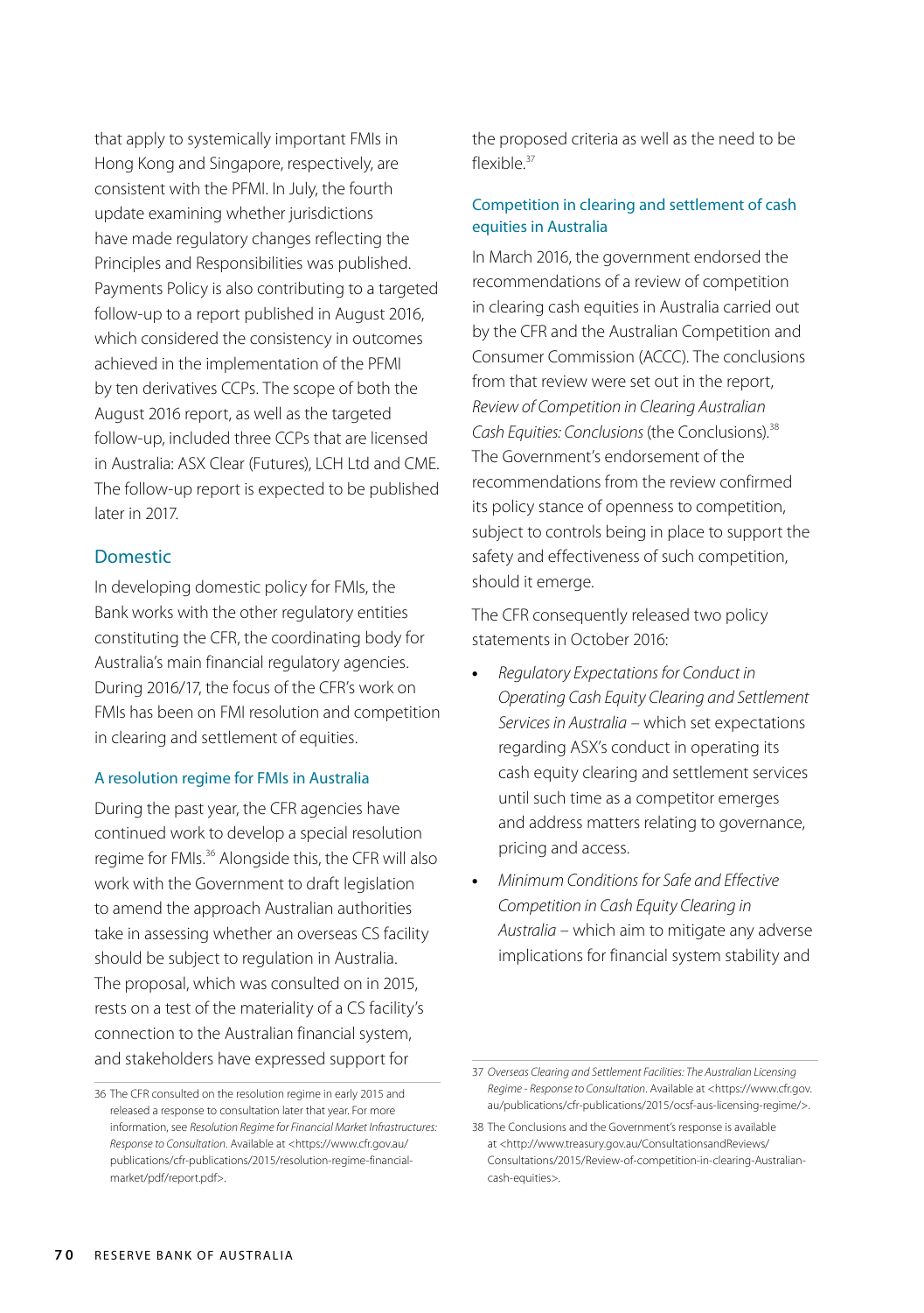that apply to systemically important FMIs in Hong Kong and Singapore, respectively, are consistent with the PFMI. In July, the fourth update examining whether jurisdictions have made regulatory changes reflecting the Principles and Responsibilities was published. Payments Policy is also contributing to a targeted follow-up to a report published in August 2016, which considered the consistency in outcomes achieved in the implementation of the PFMI by ten derivatives CCPs. The scope of both the August 2016 report, as well as the targeted follow-up, included three CCPs that are licensed in Australia: ASX Clear (Futures), LCH Ltd and CME. The follow-up report is expected to be published later in 2017.

## Domestic

In developing domestic policy for FMIs, the Bank works with the other regulatory entities constituting the CFR, the coordinating body for Australia's main financial regulatory agencies. During 2016/17, the focus of the CFR's work on FMIs has been on FMI resolution and competition in clearing and settlement of equities.

### A resolution regime for FMIs in Australia

During the past year, the CFR agencies have continued work to develop a special resolution regime for FMIs.[36] Alongside this, the CFR will also work with the Government to draft legislation to amend the approach Australian authorities take in assessing whether an overseas CS facility should be subject to regulation in Australia. The proposal, which was consulted on in 2015, rests on a test of the materiality of a CS facility's connection to the Australian financial system, and stakeholders have expressed support for the proposed criteria as well as the need to be flexible.[37]

### Competition in clearing and settlement of cash equities in Australia

In March 2016, the government endorsed the recommendations of a review of competition in clearing cash equities in Australia carried out by the CFR and the Australian Competition and Consumer Commission (ACCC). The conclusions from that review were set out in the report, *Review of Competition in Clearing Australian Cash Equities: Conclusions* (the Conclusions).[38] The Government's endorsement of the recommendations from the review confirmed its policy stance of openness to competition, subject to controls being in place to support the safety and effectiveness of such competition, should it emerge.

The CFR consequently released two policy statements in October 2016:

- *Regulatory Expectations for Conduct in Operating Cash Equity Clearing and Settlement Services in Australia* – which set expectations regarding ASX's conduct in operating its cash equity clearing and settlement services until such time as a competitor emerges and address matters relating to governance, pricing and access.
- *Minimum Conditions for Safe and Effective Competition in Cash Equity Clearing in Australia* – which aim to mitigate any adverse implications for financial system stability and

---

36 The CFR consulted on the resolution regime in early 2015 and released a response to consultation later that year. For more information, see *Resolution Regime for Financial Market Infrastructures: Response to Consultation*. Available at <https://www.cfr.gov.au/publications/cfr-publications/2015/resolution-regime-financial-market/pdf/report.pdf>.

37 *Overseas Clearing and Settlement Facilities: The Australian Licensing Regime - Response to Consultation*. Available at <https://www.cfr.gov.au/publications/cfr-publications/2015/ocsf-aus-licensing-regime/>.

38 The Conclusions and the Government's response is available at <http://www.treasury.gov.au/ConsultationsandReviews/Consultations/2015/Review-of-competition-in-clearing-Australian-cash-equities>.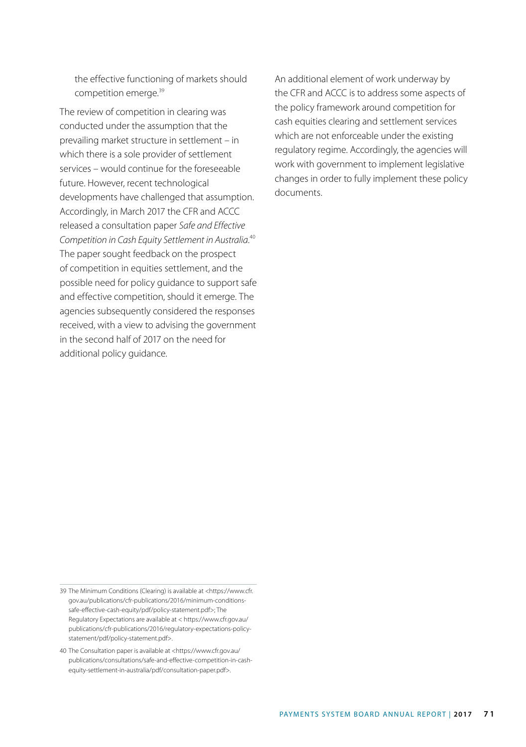the effective functioning of markets should competition emerge.[39]

The review of competition in clearing was conducted under the assumption that the prevailing market structure in settlement – in which there is a sole provider of settlement services – would continue for the foreseeable future. However, recent technological developments have challenged that assumption. Accordingly, in March 2017 the CFR and ACCC released a consultation paper *Safe and Effective Competition in Cash Equity Settlement in Australia*.[40] The paper sought feedback on the prospect of competition in equities settlement, and the possible need for policy guidance to support safe and effective competition, should it emerge. The agencies subsequently considered the responses received, with a view to advising the government in the second half of 2017 on the need for additional policy guidance.

An additional element of work underway by the CFR and ACCC is to address some aspects of the policy framework around competition for cash equities clearing and settlement services which are not enforceable under the existing regulatory regime. Accordingly, the agencies will work with government to implement legislative changes in order to fully implement these policy documents.

---

39 The Minimum Conditions (Clearing) is available at <https://www.cfr.gov.au/publications/cfr-publications/2016/minimum-conditions-safe-effective-cash-equity/pdf/policy-statement.pdf>; The Regulatory Expectations are available at < https://www.cfr.gov.au/publications/cfr-publications/2016/regulatory-expectations-policy-statement/pdf/policy-statement.pdf>.

40 The Consultation paper is available at <https://www.cfr.gov.au/publications/consultations/safe-and-effective-competition-in-cash-equity-settlement-in-australia/pdf/consultation-paper.pdf>.